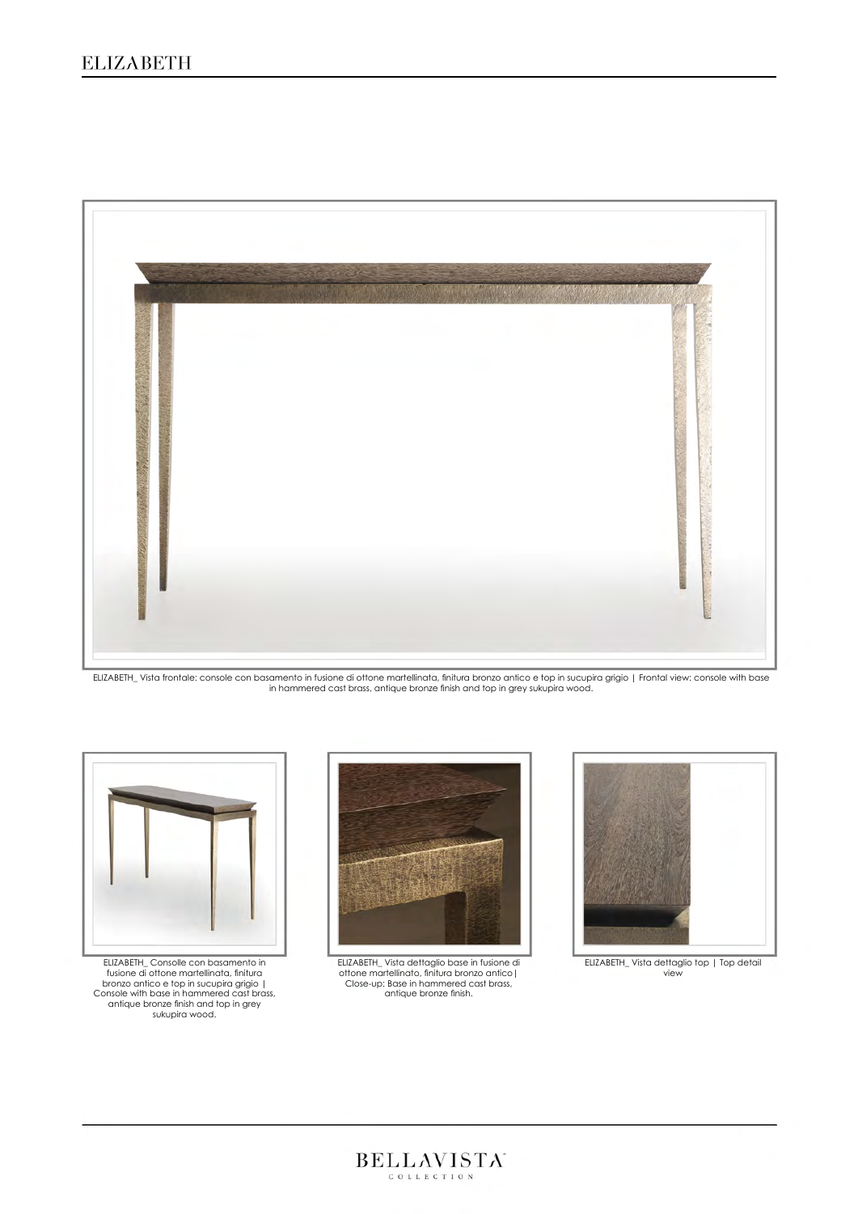# ELIZABETH

ELIZABETH_ Vista frontale: console con basamento in fusione di ottone martellinata, finitura bronzo antico e top in sucupira grigio | Frontal view: console with base in hammered cast brass, antique bronze finish and top in grey sukupira wood.

ELIZABETH_ Consolle con basamento in fusione di ottone martellinata, finitura bronzo antico e top in sucupira grigio | Console with base in hammered cast brass, antique bronze finish and top in grey sukupira wood.

ELIZABETH_ Vista dettaglio base in fusione di ottone martellinato, finitura bronzo antico| Close-up: Base in hammered cast brass, antique bronze finish.

ELIZABETH_ Vista dettaglio top | Top detail view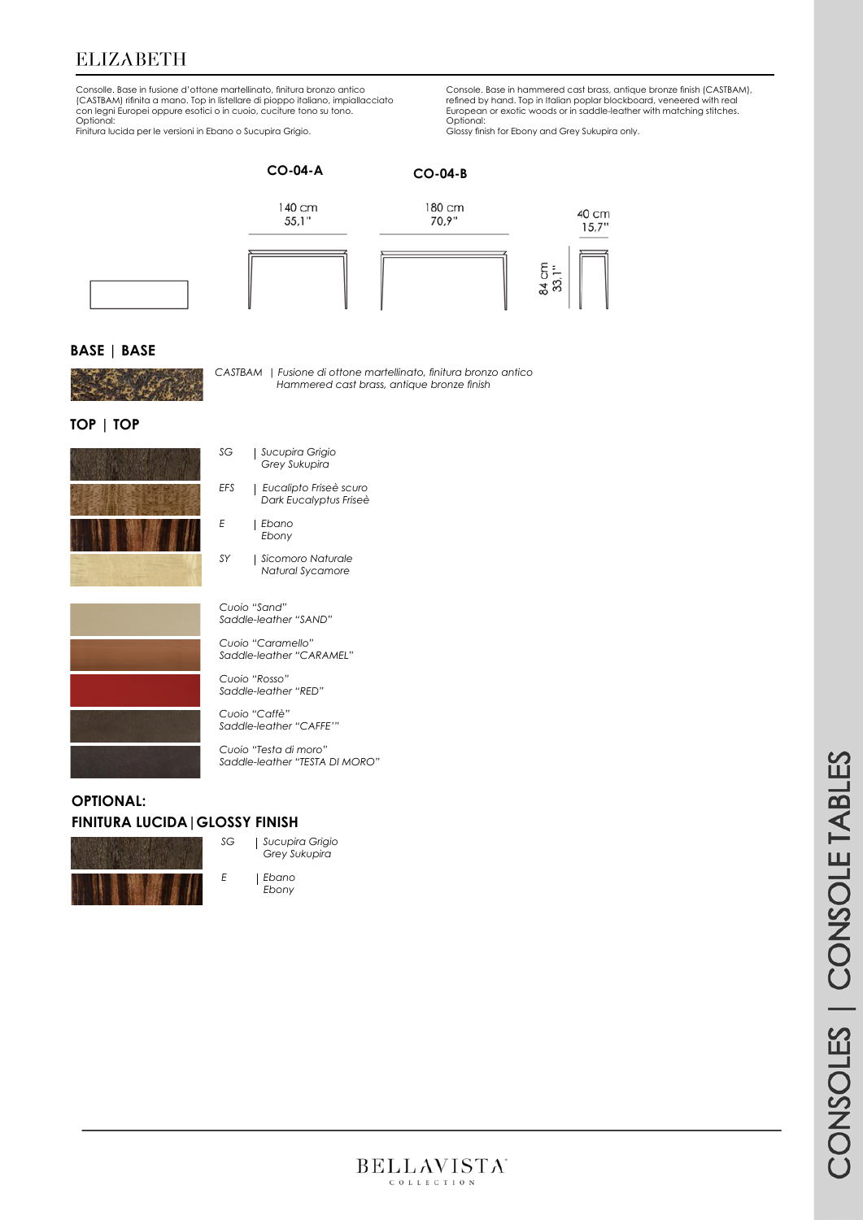# ELIZABETH

Consolle. Base in fusione d'ottone martellinato, finitura bronzo antico (CASTBAM) rifinita a mano. Top in listellare di pioppo italiano, impiallacciato con legni Europei oppure esotici o in cuoio, cuciture tono su tono.
Optional:
Finitura lucida per le versioni in Ebano o Sucupira Grigio.

Console. Base in hammered cast brass, antique bronze finish (CASTBAM), refined by hand. Top in Italian poplar blockboard, veneered with real European or exotic woods or in saddle-leather with matching stitches.
Optional:
Glossy finish for Ebony and Grey Sukupira only.

**CO-04-A**

140 cm
55,1"

**CO-04-B**

180 cm
70,9"

40 cm
15,7"

84 cm
33,1"

## BASE | BASE

CASTBAM | *Fusione di ottone martellinato, finitura bronzo antico*
*Hammered cast brass, antique bronze finish*

## TOP | TOP

*SG* | *Sucupira Grigio*
*Grey Sukupira*

*EFS* | *Eucalipto Friseè scuro*
*Dark Eucalyptus Friseè*

*E* | *Ebano*
*Ebony*

*SY* | *Sicomoro Naturale*
*Natural Sycamore*

*Cuoio "Sand"*
*Saddle-leather "SAND"*

*Cuoio "Caramello"*
*Saddle-leather "CARAMEL"*

*Cuoio "Rosso"*
*Saddle-leather "RED"*

*Cuoio "Caffè"*
*Saddle-leather "CAFFE'"*

*Cuoio "Testa di moro"*
*Saddle-leather "TESTA DI MORO"*

## OPTIONAL:
## FINITURA LUCIDA | GLOSSY FINISH

*SG* | *Sucupira Grigio*
*Grey Sukupira*

*E* | *Ebano*
*Ebony*

CONSOLES | CONSOLE TABLES

BELLAVISTA
COLLECTION